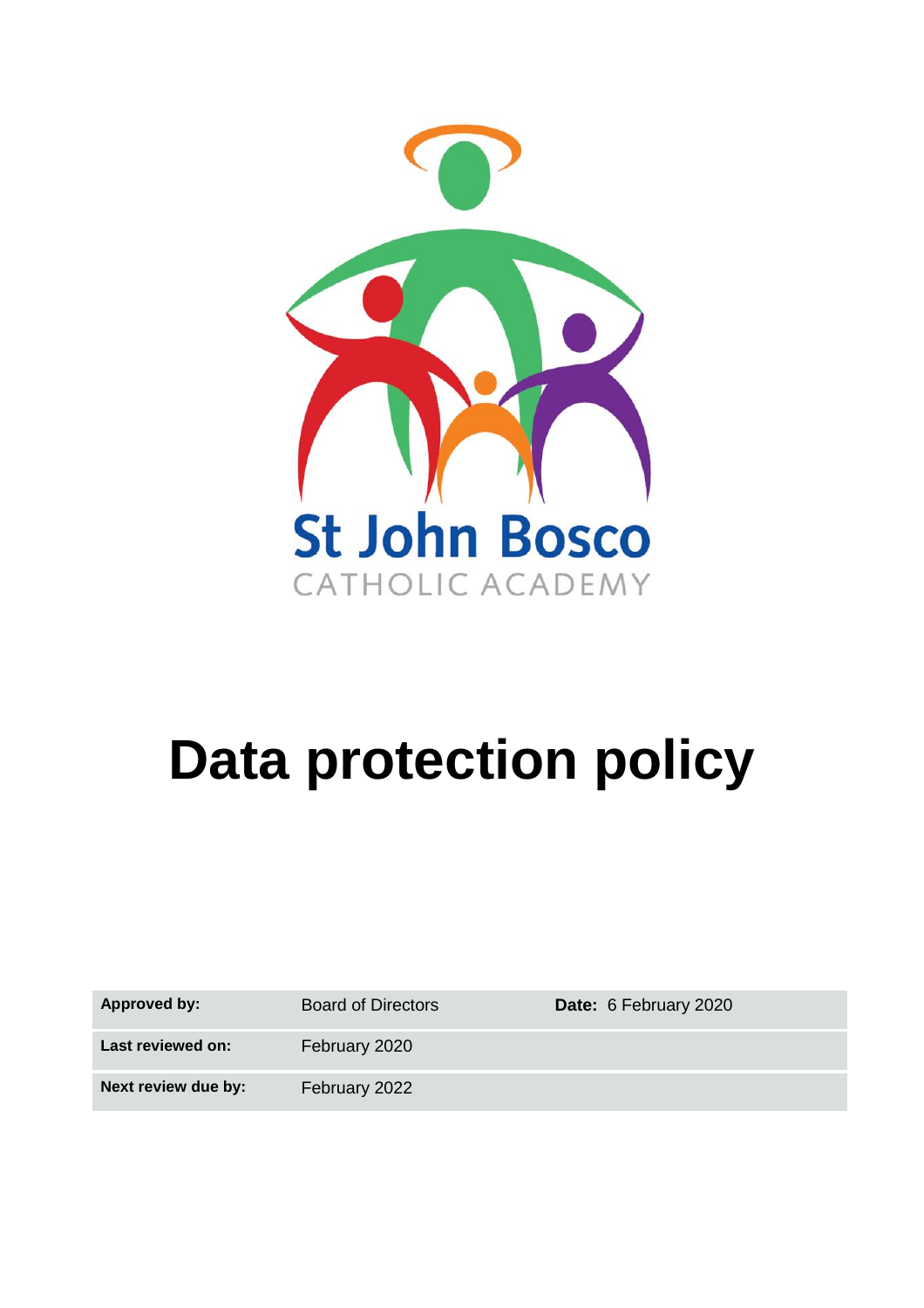St John Bosco

CATHOLIC ACADEMY

# Data protection policy

| Approved by: | Board of Directors | Date: 6 February 2020 |
| --- | --- | --- |
| Last reviewed on: | February 2020 | |
| Next review due by: | February 2022 | |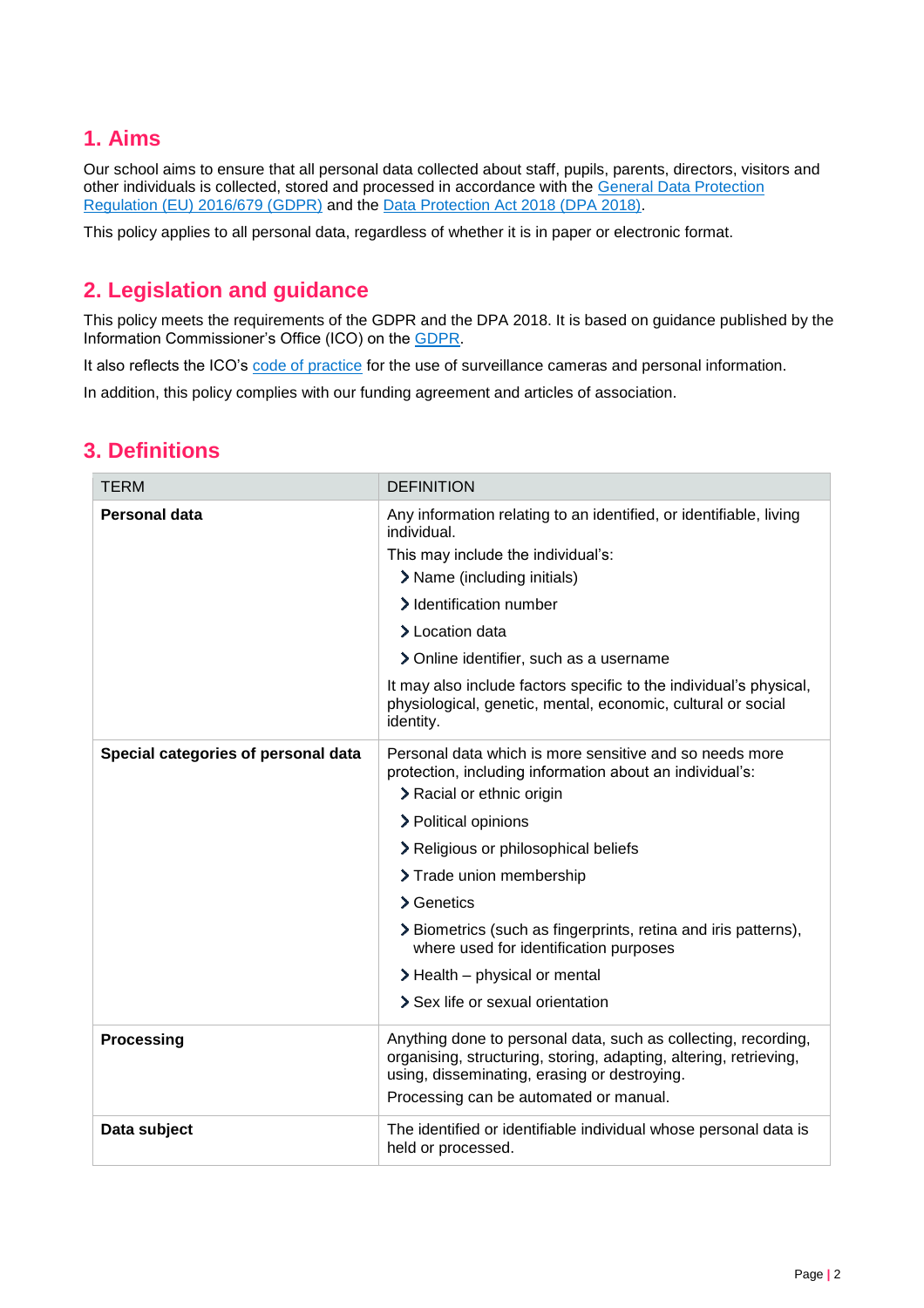## 1. Aims

Our school aims to ensure that all personal data collected about staff, pupils, parents, directors, visitors and other individuals is collected, stored and processed in accordance with the General Data Protection Regulation (EU) 2016/679 (GDPR) and the Data Protection Act 2018 (DPA 2018).

This policy applies to all personal data, regardless of whether it is in paper or electronic format.

## 2. Legislation and guidance

This policy meets the requirements of the GDPR and the DPA 2018. It is based on guidance published by the Information Commissioner's Office (ICO) on the GDPR.

It also reflects the ICO's code of practice for the use of surveillance cameras and personal information.

In addition, this policy complies with our funding agreement and articles of association.

## 3. Definitions

| TERM | DEFINITION |
| --- | --- |
| **Personal data** | Any information relating to an identified, or identifiable, living individual.<br>This may include the individual's:<br>› Name (including initials)<br>› Identification number<br>› Location data<br>› Online identifier, such as a username<br>It may also include factors specific to the individual's physical, physiological, genetic, mental, economic, cultural or social identity. |
| **Special categories of personal data** | Personal data which is more sensitive and so needs more protection, including information about an individual's:<br>› Racial or ethnic origin<br>› Political opinions<br>› Religious or philosophical beliefs<br>› Trade union membership<br>› Genetics<br>› Biometrics (such as fingerprints, retina and iris patterns), where used for identification purposes<br>› Health – physical or mental<br>› Sex life or sexual orientation |
| **Processing** | Anything done to personal data, such as collecting, recording, organising, structuring, storing, adapting, altering, retrieving, using, disseminating, erasing or destroying.<br>Processing can be automated or manual. |
| **Data subject** | The identified or identifiable individual whose personal data is held or processed. |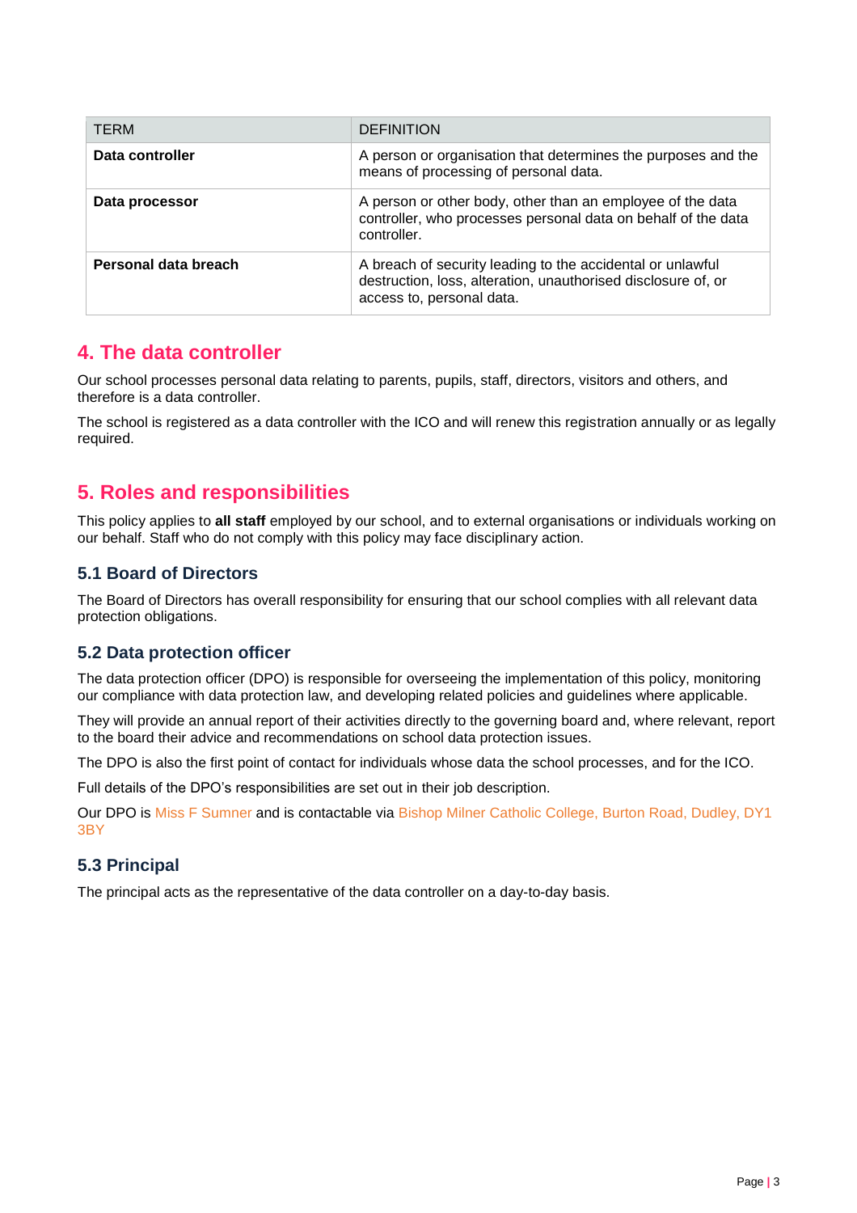| TERM | DEFINITION |
| --- | --- |
| **Data controller** | A person or organisation that determines the purposes and the means of processing of personal data. |
| **Data processor** | A person or other body, other than an employee of the data controller, who processes personal data on behalf of the data controller. |
| **Personal data breach** | A breach of security leading to the accidental or unlawful destruction, loss, alteration, unauthorised disclosure of, or access to, personal data. |

## 4. The data controller

Our school processes personal data relating to parents, pupils, staff, directors, visitors and others, and therefore is a data controller.

The school is registered as a data controller with the ICO and will renew this registration annually or as legally required.

## 5. Roles and responsibilities

This policy applies to **all staff** employed by our school, and to external organisations or individuals working on our behalf. Staff who do not comply with this policy may face disciplinary action.

### 5.1 Board of Directors

The Board of Directors has overall responsibility for ensuring that our school complies with all relevant data protection obligations.

### 5.2 Data protection officer

The data protection officer (DPO) is responsible for overseeing the implementation of this policy, monitoring our compliance with data protection law, and developing related policies and guidelines where applicable.

They will provide an annual report of their activities directly to the governing board and, where relevant, report to the board their advice and recommendations on school data protection issues.

The DPO is also the first point of contact for individuals whose data the school processes, and for the ICO.

Full details of the DPO's responsibilities are set out in their job description.

Our DPO is Miss F Sumner and is contactable via Bishop Milner Catholic College, Burton Road, Dudley, DY1 3BY

### 5.3 Principal

The principal acts as the representative of the data controller on a day-to-day basis.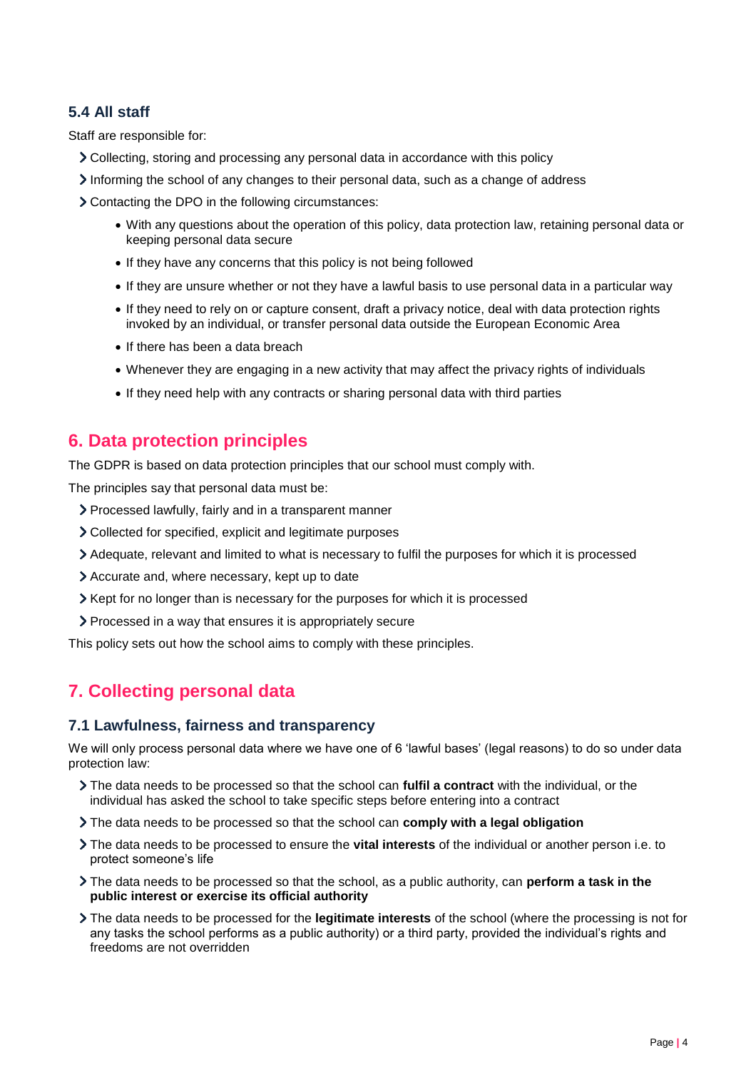### 5.4 All staff

Staff are responsible for:

- Collecting, storing and processing any personal data in accordance with this policy
- Informing the school of any changes to their personal data, such as a change of address
- Contacting the DPO in the following circumstances:
  - With any questions about the operation of this policy, data protection law, retaining personal data or keeping personal data secure
  - If they have any concerns that this policy is not being followed
  - If they are unsure whether or not they have a lawful basis to use personal data in a particular way
  - If they need to rely on or capture consent, draft a privacy notice, deal with data protection rights invoked by an individual, or transfer personal data outside the European Economic Area
  - If there has been a data breach
  - Whenever they are engaging in a new activity that may affect the privacy rights of individuals
  - If they need help with any contracts or sharing personal data with third parties

## 6. Data protection principles

The GDPR is based on data protection principles that our school must comply with.

The principles say that personal data must be:

- Processed lawfully, fairly and in a transparent manner
- Collected for specified, explicit and legitimate purposes
- Adequate, relevant and limited to what is necessary to fulfil the purposes for which it is processed
- Accurate and, where necessary, kept up to date
- Kept for no longer than is necessary for the purposes for which it is processed
- Processed in a way that ensures it is appropriately secure

This policy sets out how the school aims to comply with these principles.

## 7. Collecting personal data

### 7.1 Lawfulness, fairness and transparency

We will only process personal data where we have one of 6 'lawful bases' (legal reasons) to do so under data protection law:

- The data needs to be processed so that the school can **fulfil a contract** with the individual, or the individual has asked the school to take specific steps before entering into a contract
- The data needs to be processed so that the school can **comply with a legal obligation**
- The data needs to be processed to ensure the **vital interests** of the individual or another person i.e. to protect someone's life
- The data needs to be processed so that the school, as a public authority, can **perform a task in the public interest or exercise its official authority**
- The data needs to be processed for the **legitimate interests** of the school (where the processing is not for any tasks the school performs as a public authority) or a third party, provided the individual's rights and freedoms are not overridden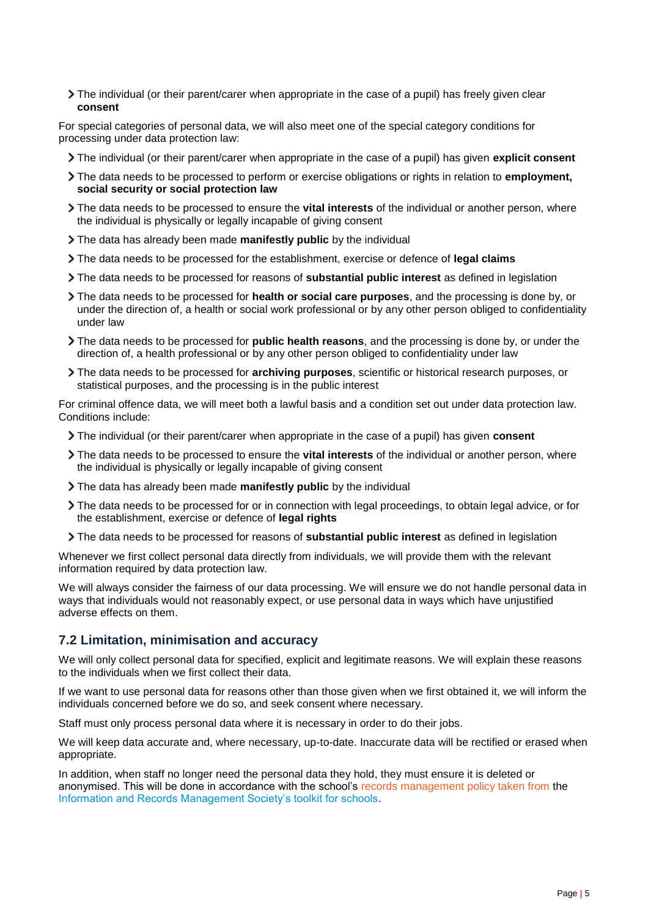- The individual (or their parent/carer when appropriate in the case of a pupil) has freely given clear **consent**

For special categories of personal data, we will also meet one of the special category conditions for processing under data protection law:

- The individual (or their parent/carer when appropriate in the case of a pupil) has given **explicit consent**
- The data needs to be processed to perform or exercise obligations or rights in relation to **employment, social security or social protection law**
- The data needs to be processed to ensure the **vital interests** of the individual or another person, where the individual is physically or legally incapable of giving consent
- The data has already been made **manifestly public** by the individual
- The data needs to be processed for the establishment, exercise or defence of **legal claims**
- The data needs to be processed for reasons of **substantial public interest** as defined in legislation
- The data needs to be processed for **health or social care purposes**, and the processing is done by, or under the direction of, a health or social work professional or by any other person obliged to confidentiality under law
- The data needs to be processed for **public health reasons**, and the processing is done by, or under the direction of, a health professional or by any other person obliged to confidentiality under law
- The data needs to be processed for **archiving purposes**, scientific or historical research purposes, or statistical purposes, and the processing is in the public interest

For criminal offence data, we will meet both a lawful basis and a condition set out under data protection law. Conditions include:

- The individual (or their parent/carer when appropriate in the case of a pupil) has given **consent**
- The data needs to be processed to ensure the **vital interests** of the individual or another person, where the individual is physically or legally incapable of giving consent
- The data has already been made **manifestly public** by the individual
- The data needs to be processed for or in connection with legal proceedings, to obtain legal advice, or for the establishment, exercise or defence of **legal rights**
- The data needs to be processed for reasons of **substantial public interest** as defined in legislation

Whenever we first collect personal data directly from individuals, we will provide them with the relevant information required by data protection law.

We will always consider the fairness of our data processing. We will ensure we do not handle personal data in ways that individuals would not reasonably expect, or use personal data in ways which have unjustified adverse effects on them.

## 7.2 Limitation, minimisation and accuracy

We will only collect personal data for specified, explicit and legitimate reasons. We will explain these reasons to the individuals when we first collect their data.

If we want to use personal data for reasons other than those given when we first obtained it, we will inform the individuals concerned before we do so, and seek consent where necessary.

Staff must only process personal data where it is necessary in order to do their jobs.

We will keep data accurate and, where necessary, up-to-date. Inaccurate data will be rectified or erased when appropriate.

In addition, when staff no longer need the personal data they hold, they must ensure it is deleted or anonymised. This will be done in accordance with the school's records management policy taken from the Information and Records Management Society's toolkit for schools.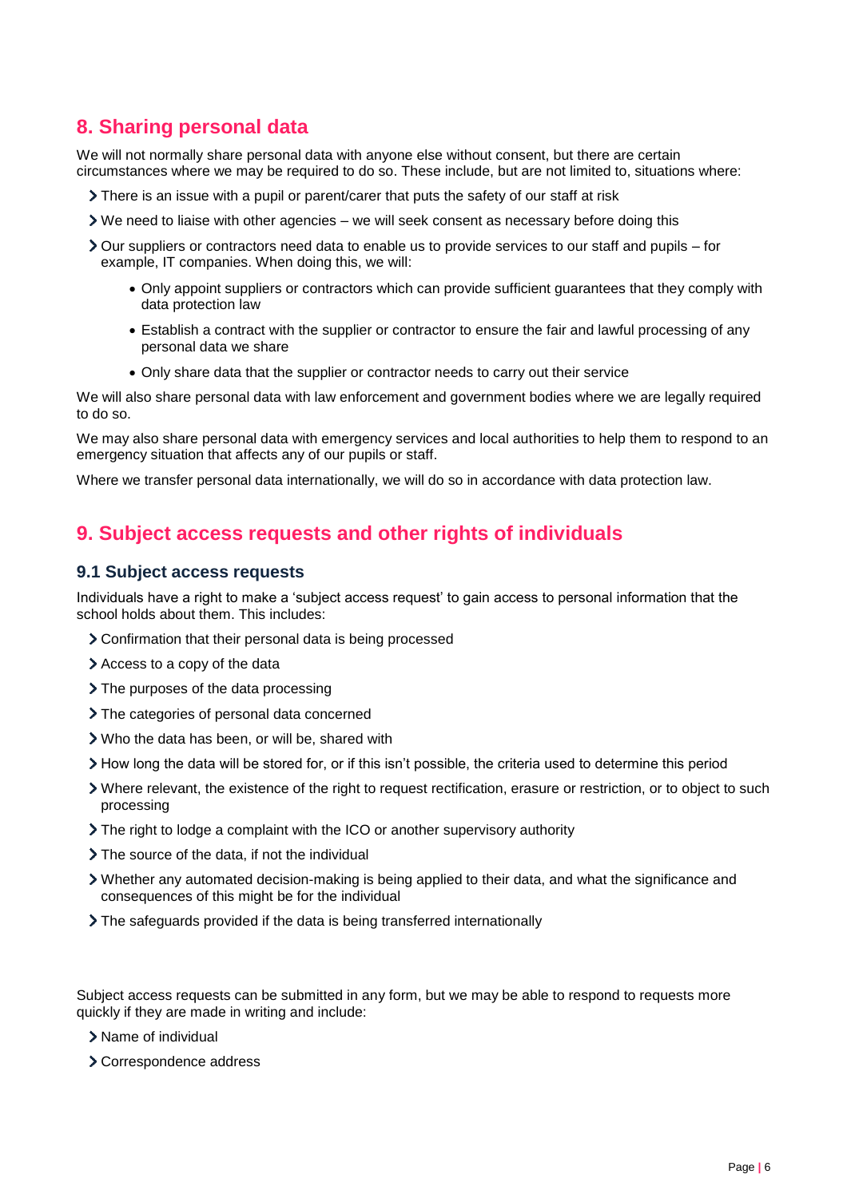## 8. Sharing personal data

We will not normally share personal data with anyone else without consent, but there are certain circumstances where we may be required to do so. These include, but are not limited to, situations where:

- There is an issue with a pupil or parent/carer that puts the safety of our staff at risk
- We need to liaise with other agencies – we will seek consent as necessary before doing this
- Our suppliers or contractors need data to enable us to provide services to our staff and pupils – for example, IT companies. When doing this, we will:
    - Only appoint suppliers or contractors which can provide sufficient guarantees that they comply with data protection law
    - Establish a contract with the supplier or contractor to ensure the fair and lawful processing of any personal data we share
    - Only share data that the supplier or contractor needs to carry out their service

We will also share personal data with law enforcement and government bodies where we are legally required to do so.

We may also share personal data with emergency services and local authorities to help them to respond to an emergency situation that affects any of our pupils or staff.

Where we transfer personal data internationally, we will do so in accordance with data protection law.

## 9. Subject access requests and other rights of individuals

### 9.1 Subject access requests

Individuals have a right to make a 'subject access request' to gain access to personal information that the school holds about them. This includes:

- Confirmation that their personal data is being processed
- Access to a copy of the data
- The purposes of the data processing
- The categories of personal data concerned
- Who the data has been, or will be, shared with
- How long the data will be stored for, or if this isn't possible, the criteria used to determine this period
- Where relevant, the existence of the right to request rectification, erasure or restriction, or to object to such processing
- The right to lodge a complaint with the ICO or another supervisory authority
- The source of the data, if not the individual
- Whether any automated decision-making is being applied to their data, and what the significance and consequences of this might be for the individual
- The safeguards provided if the data is being transferred internationally

Subject access requests can be submitted in any form, but we may be able to respond to requests more quickly if they are made in writing and include:

- Name of individual
- Correspondence address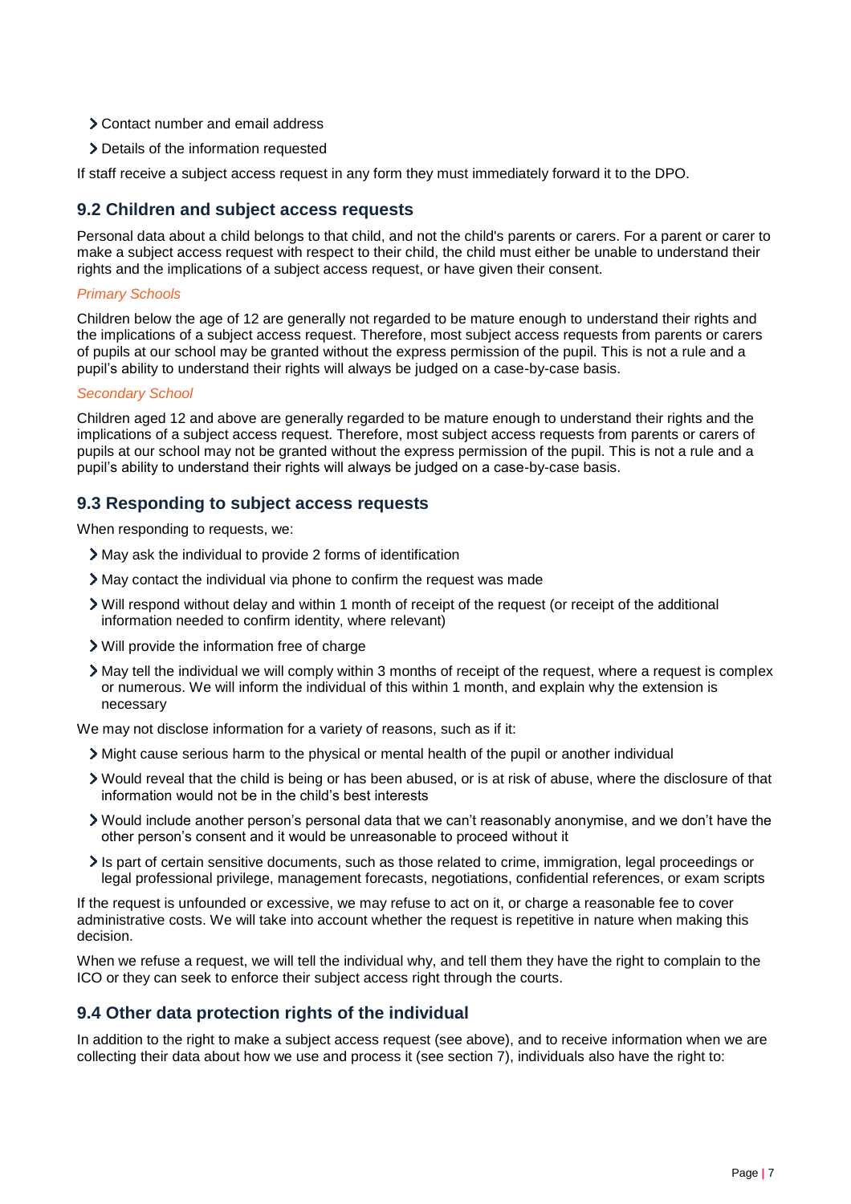- Contact number and email address
- Details of the information requested

If staff receive a subject access request in any form they must immediately forward it to the DPO.

## 9.2 Children and subject access requests

Personal data about a child belongs to that child, and not the child's parents or carers. For a parent or carer to make a subject access request with respect to their child, the child must either be unable to understand their rights and the implications of a subject access request, or have given their consent.

*Primary Schools*

Children below the age of 12 are generally not regarded to be mature enough to understand their rights and the implications of a subject access request. Therefore, most subject access requests from parents or carers of pupils at our school may be granted without the express permission of the pupil. This is not a rule and a pupil's ability to understand their rights will always be judged on a case-by-case basis.

*Secondary School*

Children aged 12 and above are generally regarded to be mature enough to understand their rights and the implications of a subject access request. Therefore, most subject access requests from parents or carers of pupils at our school may not be granted without the express permission of the pupil. This is not a rule and a pupil's ability to understand their rights will always be judged on a case-by-case basis.

## 9.3 Responding to subject access requests

When responding to requests, we:

- May ask the individual to provide 2 forms of identification
- May contact the individual via phone to confirm the request was made
- Will respond without delay and within 1 month of receipt of the request (or receipt of the additional information needed to confirm identity, where relevant)
- Will provide the information free of charge
- May tell the individual we will comply within 3 months of receipt of the request, where a request is complex or numerous. We will inform the individual of this within 1 month, and explain why the extension is necessary

We may not disclose information for a variety of reasons, such as if it:

- Might cause serious harm to the physical or mental health of the pupil or another individual
- Would reveal that the child is being or has been abused, or is at risk of abuse, where the disclosure of that information would not be in the child's best interests
- Would include another person's personal data that we can't reasonably anonymise, and we don't have the other person's consent and it would be unreasonable to proceed without it
- Is part of certain sensitive documents, such as those related to crime, immigration, legal proceedings or legal professional privilege, management forecasts, negotiations, confidential references, or exam scripts

If the request is unfounded or excessive, we may refuse to act on it, or charge a reasonable fee to cover administrative costs. We will take into account whether the request is repetitive in nature when making this decision.

When we refuse a request, we will tell the individual why, and tell them they have the right to complain to the ICO or they can seek to enforce their subject access right through the courts.

## 9.4 Other data protection rights of the individual

In addition to the right to make a subject access request (see above), and to receive information when we are collecting their data about how we use and process it (see section 7), individuals also have the right to: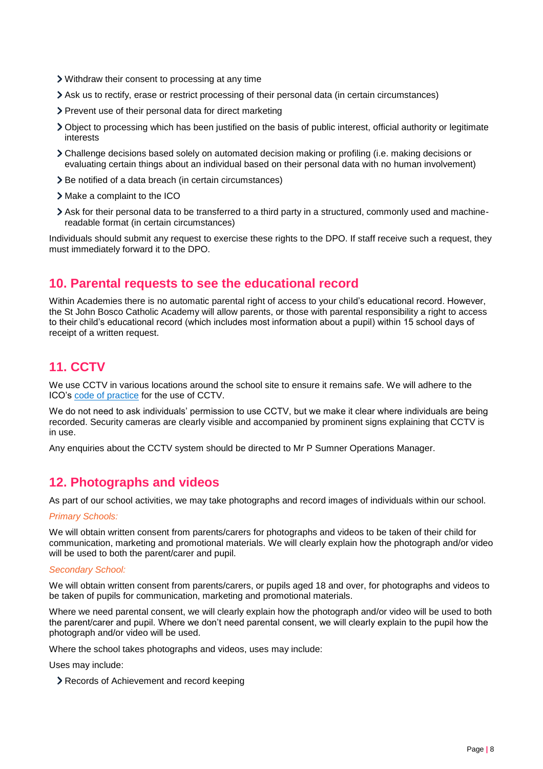- Withdraw their consent to processing at any time
- Ask us to rectify, erase or restrict processing of their personal data (in certain circumstances)
- Prevent use of their personal data for direct marketing
- Object to processing which has been justified on the basis of public interest, official authority or legitimate interests
- Challenge decisions based solely on automated decision making or profiling (i.e. making decisions or evaluating certain things about an individual based on their personal data with no human involvement)
- Be notified of a data breach (in certain circumstances)
- Make a complaint to the ICO
- Ask for their personal data to be transferred to a third party in a structured, commonly used and machine-readable format (in certain circumstances)

Individuals should submit any request to exercise these rights to the DPO. If staff receive such a request, they must immediately forward it to the DPO.

## 10. Parental requests to see the educational record

Within Academies there is no automatic parental right of access to your child's educational record. However, the St John Bosco Catholic Academy will allow parents, or those with parental responsibility a right to access to their child's educational record (which includes most information about a pupil) within 15 school days of receipt of a written request.

## 11. CCTV

We use CCTV in various locations around the school site to ensure it remains safe. We will adhere to the ICO's code of practice for the use of CCTV.

We do not need to ask individuals' permission to use CCTV, but we make it clear where individuals are being recorded. Security cameras are clearly visible and accompanied by prominent signs explaining that CCTV is in use.

Any enquiries about the CCTV system should be directed to Mr P Sumner Operations Manager.

## 12. Photographs and videos

As part of our school activities, we may take photographs and record images of individuals within our school.

*Primary Schools:*

We will obtain written consent from parents/carers for photographs and videos to be taken of their child for communication, marketing and promotional materials. We will clearly explain how the photograph and/or video will be used to both the parent/carer and pupil.

*Secondary School:*

We will obtain written consent from parents/carers, or pupils aged 18 and over, for photographs and videos to be taken of pupils for communication, marketing and promotional materials.

Where we need parental consent, we will clearly explain how the photograph and/or video will be used to both the parent/carer and pupil. Where we don't need parental consent, we will clearly explain to the pupil how the photograph and/or video will be used.

Where the school takes photographs and videos, uses may include:

Uses may include:

- Records of Achievement and record keeping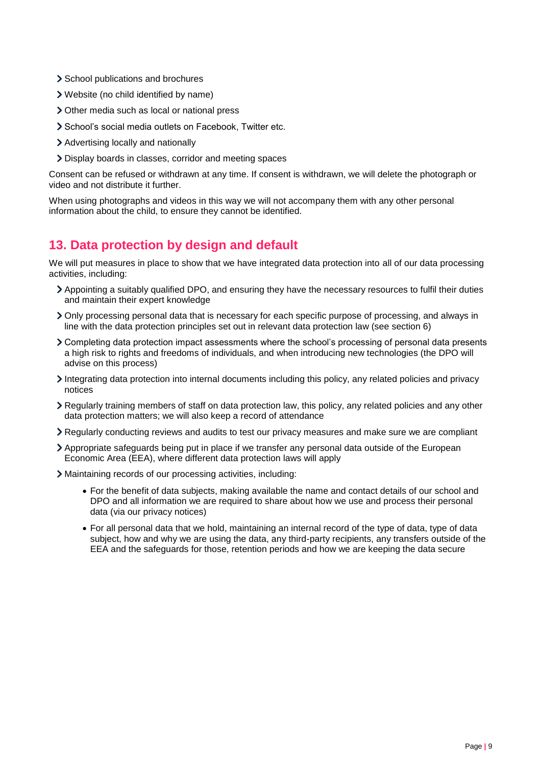- School publications and brochures
- Website (no child identified by name)
- Other media such as local or national press
- School's social media outlets on Facebook, Twitter etc.
- Advertising locally and nationally
- Display boards in classes, corridor and meeting spaces

Consent can be refused or withdrawn at any time. If consent is withdrawn, we will delete the photograph or video and not distribute it further.

When using photographs and videos in this way we will not accompany them with any other personal information about the child, to ensure they cannot be identified.

## 13. Data protection by design and default

We will put measures in place to show that we have integrated data protection into all of our data processing activities, including:

- Appointing a suitably qualified DPO, and ensuring they have the necessary resources to fulfil their duties and maintain their expert knowledge
- Only processing personal data that is necessary for each specific purpose of processing, and always in line with the data protection principles set out in relevant data protection law (see section 6)
- Completing data protection impact assessments where the school's processing of personal data presents a high risk to rights and freedoms of individuals, and when introducing new technologies (the DPO will advise on this process)
- Integrating data protection into internal documents including this policy, any related policies and privacy notices
- Regularly training members of staff on data protection law, this policy, any related policies and any other data protection matters; we will also keep a record of attendance
- Regularly conducting reviews and audits to test our privacy measures and make sure we are compliant
- Appropriate safeguards being put in place if we transfer any personal data outside of the European Economic Area (EEA), where different data protection laws will apply
- Maintaining records of our processing activities, including:
  - For the benefit of data subjects, making available the name and contact details of our school and DPO and all information we are required to share about how we use and process their personal data (via our privacy notices)
  - For all personal data that we hold, maintaining an internal record of the type of data, type of data subject, how and why we are using the data, any third-party recipients, any transfers outside of the EEA and the safeguards for those, retention periods and how we are keeping the data secure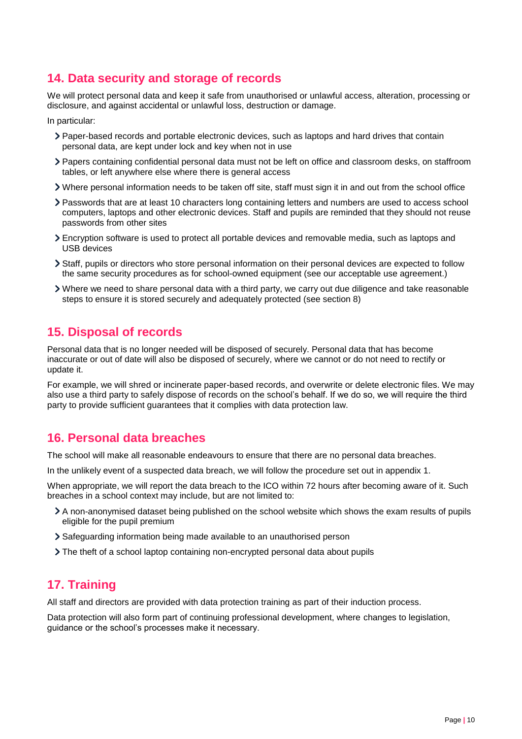## 14. Data security and storage of records

We will protect personal data and keep it safe from unauthorised or unlawful access, alteration, processing or disclosure, and against accidental or unlawful loss, destruction or damage.

In particular:

- Paper-based records and portable electronic devices, such as laptops and hard drives that contain personal data, are kept under lock and key when not in use
- Papers containing confidential personal data must not be left on office and classroom desks, on staffroom tables, or left anywhere else where there is general access
- Where personal information needs to be taken off site, staff must sign it in and out from the school office
- Passwords that are at least 10 characters long containing letters and numbers are used to access school computers, laptops and other electronic devices. Staff and pupils are reminded that they should not reuse passwords from other sites
- Encryption software is used to protect all portable devices and removable media, such as laptops and USB devices
- Staff, pupils or directors who store personal information on their personal devices are expected to follow the same security procedures as for school-owned equipment (see our acceptable use agreement.)
- Where we need to share personal data with a third party, we carry out due diligence and take reasonable steps to ensure it is stored securely and adequately protected (see section 8)

## 15. Disposal of records

Personal data that is no longer needed will be disposed of securely. Personal data that has become inaccurate or out of date will also be disposed of securely, where we cannot or do not need to rectify or update it.

For example, we will shred or incinerate paper-based records, and overwrite or delete electronic files. We may also use a third party to safely dispose of records on the school's behalf. If we do so, we will require the third party to provide sufficient guarantees that it complies with data protection law.

## 16. Personal data breaches

The school will make all reasonable endeavours to ensure that there are no personal data breaches.

In the unlikely event of a suspected data breach, we will follow the procedure set out in appendix 1.

When appropriate, we will report the data breach to the ICO within 72 hours after becoming aware of it. Such breaches in a school context may include, but are not limited to:

- A non-anonymised dataset being published on the school website which shows the exam results of pupils eligible for the pupil premium
- Safeguarding information being made available to an unauthorised person
- The theft of a school laptop containing non-encrypted personal data about pupils

## 17. Training

All staff and directors are provided with data protection training as part of their induction process.

Data protection will also form part of continuing professional development, where changes to legislation, guidance or the school's processes make it necessary.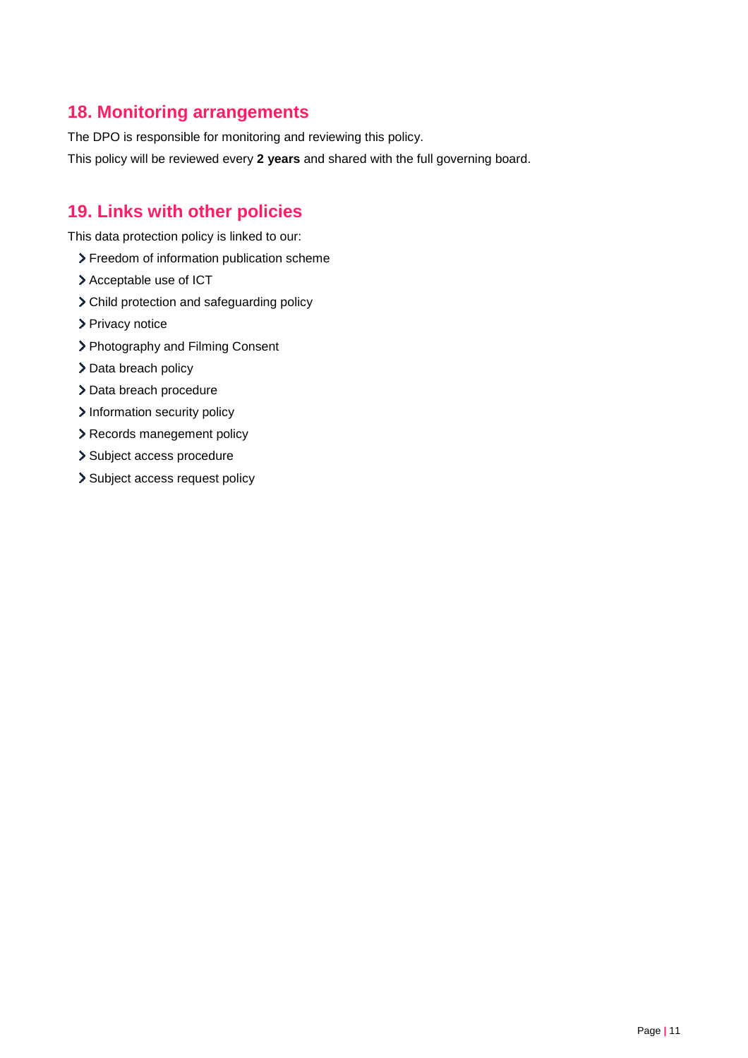## 18. Monitoring arrangements

The DPO is responsible for monitoring and reviewing this policy.

This policy will be reviewed every **2 years** and shared with the full governing board.

## 19. Links with other policies

This data protection policy is linked to our:

- Freedom of information publication scheme
- Acceptable use of ICT
- Child protection and safeguarding policy
- Privacy notice
- Photography and Filming Consent
- Data breach policy
- Data breach procedure
- Information security policy
- Records manegement policy
- Subject access procedure
- Subject access request policy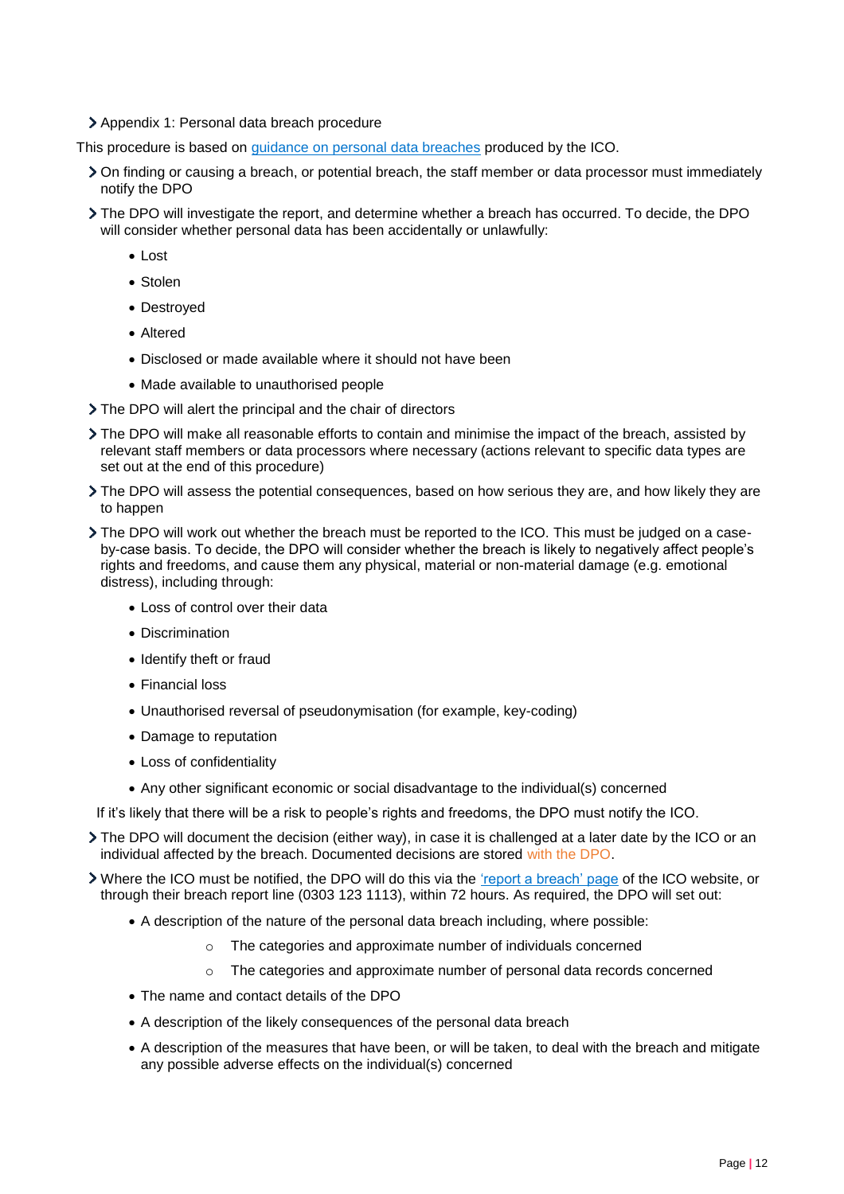## Appendix 1: Personal data breach procedure

This procedure is based on [guidance on personal data breaches](#) produced by the ICO.

- On finding or causing a breach, or potential breach, the staff member or data processor must immediately notify the DPO
- The DPO will investigate the report, and determine whether a breach has occurred. To decide, the DPO will consider whether personal data has been accidentally or unlawfully:
  - Lost
  - Stolen
  - Destroyed
  - Altered
  - Disclosed or made available where it should not have been
  - Made available to unauthorised people
- The DPO will alert the principal and the chair of directors
- The DPO will make all reasonable efforts to contain and minimise the impact of the breach, assisted by relevant staff members or data processors where necessary (actions relevant to specific data types are set out at the end of this procedure)
- The DPO will assess the potential consequences, based on how serious they are, and how likely they are to happen
- The DPO will work out whether the breach must be reported to the ICO. This must be judged on a case-by-case basis. To decide, the DPO will consider whether the breach is likely to negatively affect people's rights and freedoms, and cause them any physical, material or non-material damage (e.g. emotional distress), including through:
  - Loss of control over their data
  - Discrimination
  - Identify theft or fraud
  - Financial loss
  - Unauthorised reversal of pseudonymisation (for example, key-coding)
  - Damage to reputation
  - Loss of confidentiality
  - Any other significant economic or social disadvantage to the individual(s) concerned

  If it's likely that there will be a risk to people's rights and freedoms, the DPO must notify the ICO.
- The DPO will document the decision (either way), in case it is challenged at a later date by the ICO or an individual affected by the breach. Documented decisions are stored with the DPO.
- Where the ICO must be notified, the DPO will do this via the ['report a breach' page](#) of the ICO website, or through their breach report line (0303 123 1113), within 72 hours. As required, the DPO will set out:
  - A description of the nature of the personal data breach including, where possible:
    - The categories and approximate number of individuals concerned
    - The categories and approximate number of personal data records concerned
  - The name and contact details of the DPO
  - A description of the likely consequences of the personal data breach
  - A description of the measures that have been, or will be taken, to deal with the breach and mitigate any possible adverse effects on the individual(s) concerned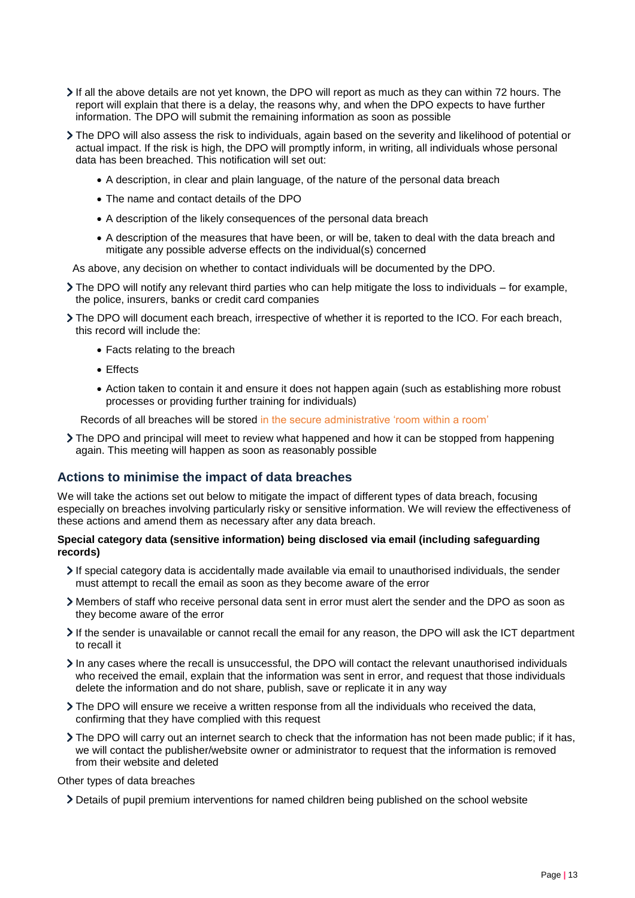- If all the above details are not yet known, the DPO will report as much as they can within 72 hours. The report will explain that there is a delay, the reasons why, and when the DPO expects to have further information. The DPO will submit the remaining information as soon as possible
- The DPO will also assess the risk to individuals, again based on the severity and likelihood of potential or actual impact. If the risk is high, the DPO will promptly inform, in writing, all individuals whose personal data has been breached. This notification will set out:
  - A description, in clear and plain language, of the nature of the personal data breach
  - The name and contact details of the DPO
  - A description of the likely consequences of the personal data breach
  - A description of the measures that have been, or will be, taken to deal with the data breach and mitigate any possible adverse effects on the individual(s) concerned

  As above, any decision on whether to contact individuals will be documented by the DPO.
- The DPO will notify any relevant third parties who can help mitigate the loss to individuals – for example, the police, insurers, banks or credit card companies
- The DPO will document each breach, irrespective of whether it is reported to the ICO. For each breach, this record will include the:
  - Facts relating to the breach
  - Effects
  - Action taken to contain it and ensure it does not happen again (such as establishing more robust processes or providing further training for individuals)

  Records of all breaches will be stored in the secure administrative 'room within a room'
- The DPO and principal will meet to review what happened and how it can be stopped from happening again. This meeting will happen as soon as reasonably possible

## Actions to minimise the impact of data breaches

We will take the actions set out below to mitigate the impact of different types of data breach, focusing especially on breaches involving particularly risky or sensitive information. We will review the effectiveness of these actions and amend them as necessary after any data breach.

**Special category data (sensitive information) being disclosed via email (including safeguarding records)**

- If special category data is accidentally made available via email to unauthorised individuals, the sender must attempt to recall the email as soon as they become aware of the error
- Members of staff who receive personal data sent in error must alert the sender and the DPO as soon as they become aware of the error
- If the sender is unavailable or cannot recall the email for any reason, the DPO will ask the ICT department to recall it
- In any cases where the recall is unsuccessful, the DPO will contact the relevant unauthorised individuals who received the email, explain that the information was sent in error, and request that those individuals delete the information and do not share, publish, save or replicate it in any way
- The DPO will ensure we receive a written response from all the individuals who received the data, confirming that they have complied with this request
- The DPO will carry out an internet search to check that the information has not been made public; if it has, we will contact the publisher/website owner or administrator to request that the information is removed from their website and deleted

Other types of data breaches

- Details of pupil premium interventions for named children being published on the school website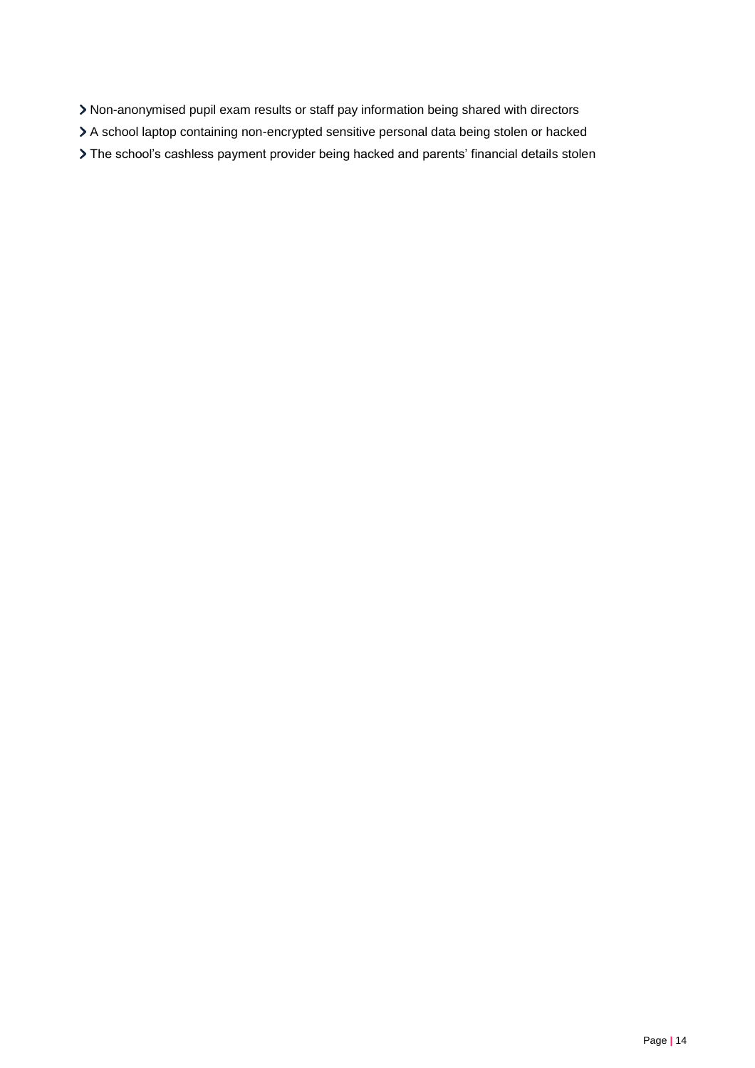- Non-anonymised pupil exam results or staff pay information being shared with directors
- A school laptop containing non-encrypted sensitive personal data being stolen or hacked
- The school's cashless payment provider being hacked and parents' financial details stolen